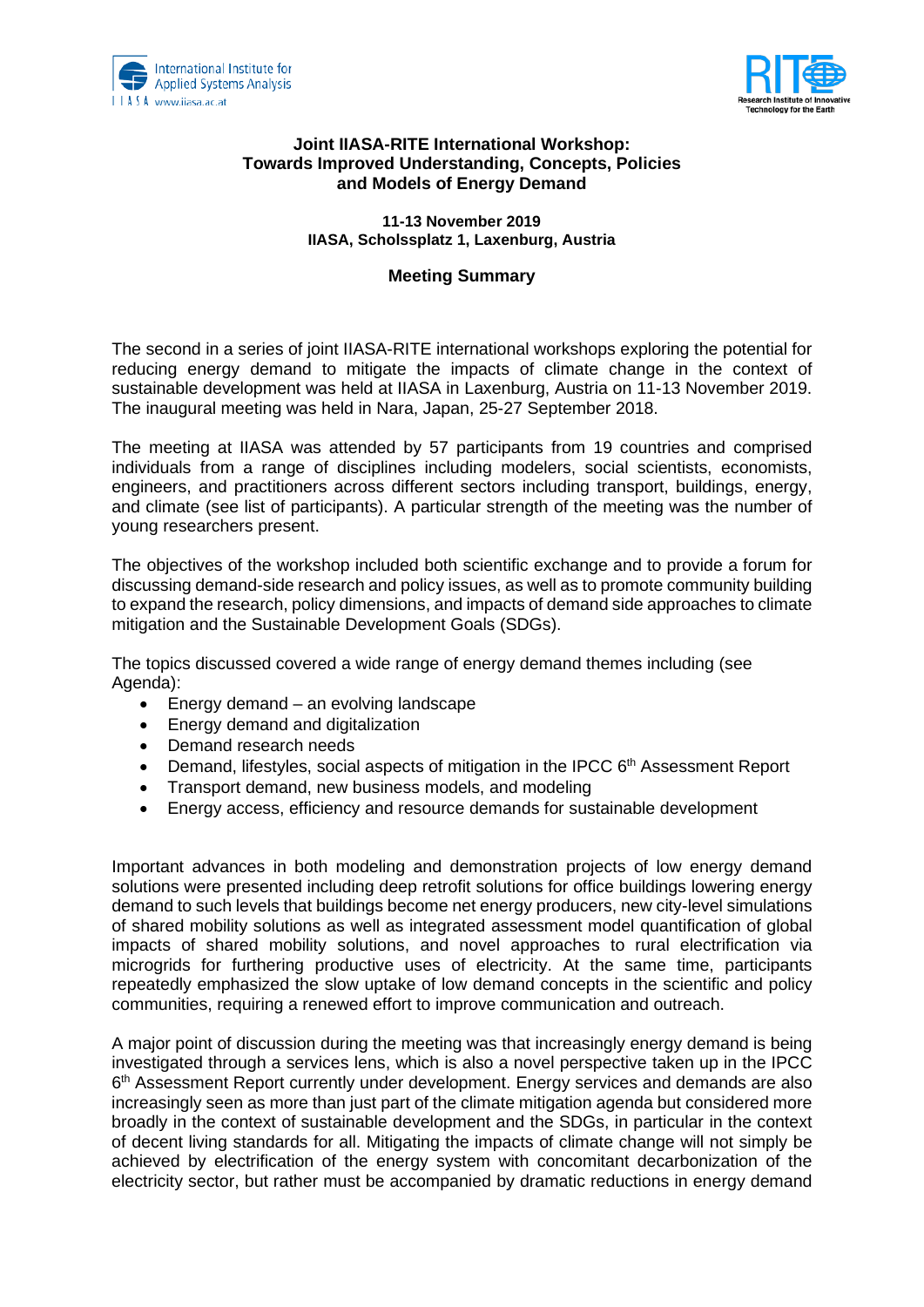**Joint IIASA-RITE International Workshop:
Towards Improved Understanding, Concepts, Policies
and Models of Energy Demand**

**11-13 November 2019
IIASA, Scholssplatz 1, Laxenburg, Austria**

**Meeting Summary**

The second in a series of joint IIASA-RITE international workshops exploring the potential for reducing energy demand to mitigate the impacts of climate change in the context of sustainable development was held at IIASA in Laxenburg, Austria on 11-13 November 2019. The inaugural meeting was held in Nara, Japan, 25-27 September 2018.

The meeting at IIASA was attended by 57 participants from 19 countries and comprised individuals from a range of disciplines including modelers, social scientists, economists, engineers, and practitioners across different sectors including transport, buildings, energy, and climate (see list of participants). A particular strength of the meeting was the number of young researchers present.

The objectives of the workshop included both scientific exchange and to provide a forum for discussing demand-side research and policy issues, as well as to promote community building to expand the research, policy dimensions, and impacts of demand side approaches to climate mitigation and the Sustainable Development Goals (SDGs).

The topics discussed covered a wide range of energy demand themes including (see Agenda):

- Energy demand – an evolving landscape
- Energy demand and digitalization
- Demand research needs
- Demand, lifestyles, social aspects of mitigation in the IPCC 6th Assessment Report
- Transport demand, new business models, and modeling
- Energy access, efficiency and resource demands for sustainable development

Important advances in both modeling and demonstration projects of low energy demand solutions were presented including deep retrofit solutions for office buildings lowering energy demand to such levels that buildings become net energy producers, new city-level simulations of shared mobility solutions as well as integrated assessment model quantification of global impacts of shared mobility solutions, and novel approaches to rural electrification via microgrids for furthering productive uses of electricity. At the same time, participants repeatedly emphasized the slow uptake of low demand concepts in the scientific and policy communities, requiring a renewed effort to improve communication and outreach.

A major point of discussion during the meeting was that increasingly energy demand is being investigated through a services lens, which is also a novel perspective taken up in the IPCC 6th Assessment Report currently under development. Energy services and demands are also increasingly seen as more than just part of the climate mitigation agenda but considered more broadly in the context of sustainable development and the SDGs, in particular in the context of decent living standards for all. Mitigating the impacts of climate change will not simply be achieved by electrification of the energy system with concomitant decarbonization of the electricity sector, but rather must be accompanied by dramatic reductions in energy demand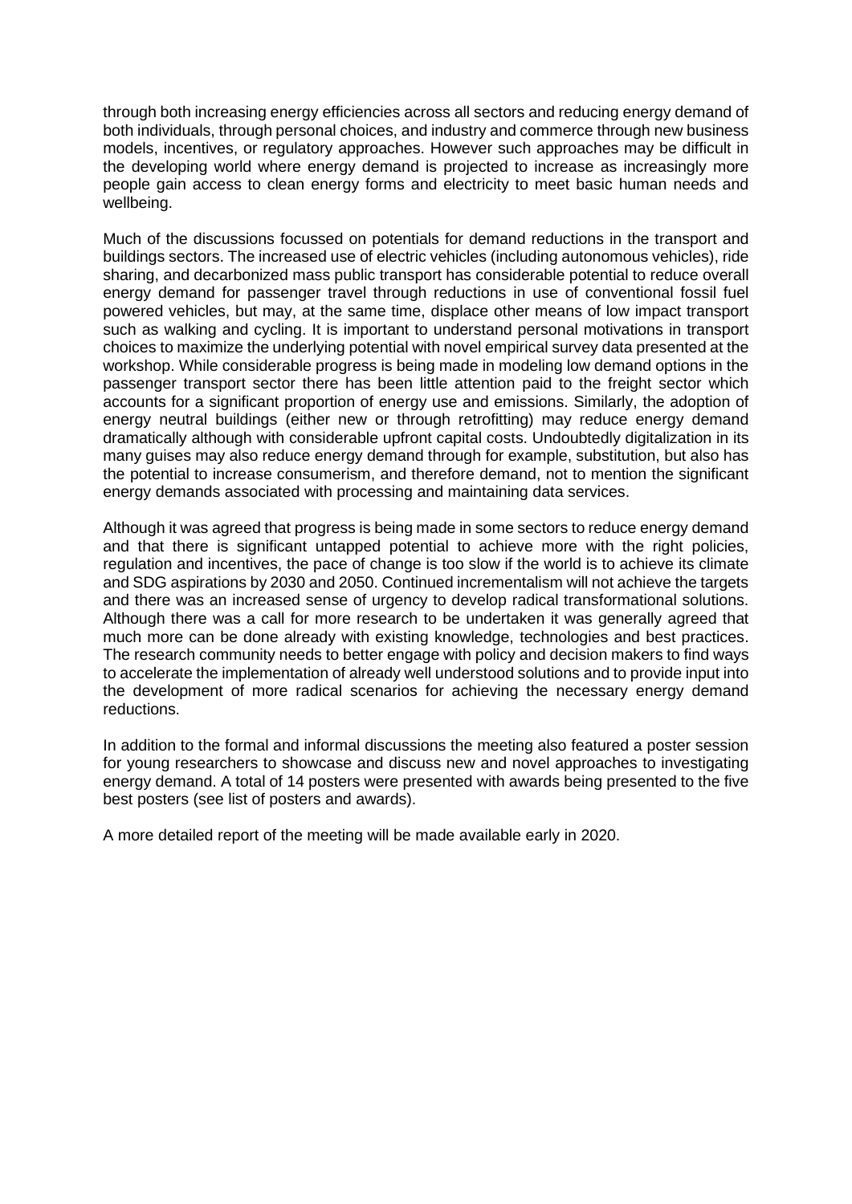through both increasing energy efficiencies across all sectors and reducing energy demand of both individuals, through personal choices, and industry and commerce through new business models, incentives, or regulatory approaches. However such approaches may be difficult in the developing world where energy demand is projected to increase as increasingly more people gain access to clean energy forms and electricity to meet basic human needs and wellbeing.

Much of the discussions focussed on potentials for demand reductions in the transport and buildings sectors. The increased use of electric vehicles (including autonomous vehicles), ride sharing, and decarbonized mass public transport has considerable potential to reduce overall energy demand for passenger travel through reductions in use of conventional fossil fuel powered vehicles, but may, at the same time, displace other means of low impact transport such as walking and cycling. It is important to understand personal motivations in transport choices to maximize the underlying potential with novel empirical survey data presented at the workshop. While considerable progress is being made in modeling low demand options in the passenger transport sector there has been little attention paid to the freight sector which accounts for a significant proportion of energy use and emissions. Similarly, the adoption of energy neutral buildings (either new or through retrofitting) may reduce energy demand dramatically although with considerable upfront capital costs. Undoubtedly digitalization in its many guises may also reduce energy demand through for example, substitution, but also has the potential to increase consumerism, and therefore demand, not to mention the significant energy demands associated with processing and maintaining data services.

Although it was agreed that progress is being made in some sectors to reduce energy demand and that there is significant untapped potential to achieve more with the right policies, regulation and incentives, the pace of change is too slow if the world is to achieve its climate and SDG aspirations by 2030 and 2050. Continued incrementalism will not achieve the targets and there was an increased sense of urgency to develop radical transformational solutions. Although there was a call for more research to be undertaken it was generally agreed that much more can be done already with existing knowledge, technologies and best practices. The research community needs to better engage with policy and decision makers to find ways to accelerate the implementation of already well understood solutions and to provide input into the development of more radical scenarios for achieving the necessary energy demand reductions.

In addition to the formal and informal discussions the meeting also featured a poster session for young researchers to showcase and discuss new and novel approaches to investigating energy demand. A total of 14 posters were presented with awards being presented to the five best posters (see list of posters and awards).

A more detailed report of the meeting will be made available early in 2020.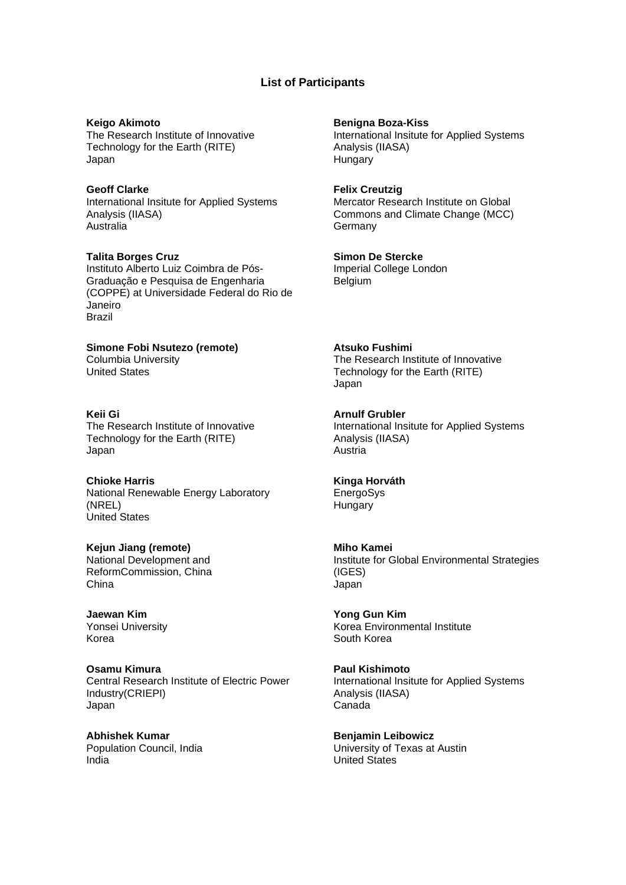## List of Participants

**Keigo Akimoto**
The Research Institute of Innovative Technology for the Earth (RITE)
Japan

**Benigna Boza-Kiss**
International Insitute for Applied Systems Analysis (IIASA)
Hungary

**Geoff Clarke**
International Insitute for Applied Systems Analysis (IIASA)
Australia

**Felix Creutzig**
Mercator Research Institute on Global Commons and Climate Change (MCC)
Germany

**Talita Borges Cruz**
Instituto Alberto Luiz Coimbra de Pós-Graduação e Pesquisa de Engenharia (COPPE) at Universidade Federal do Rio de Janeiro
Brazil

**Simon De Stercke**
Imperial College London
Belgium

**Simone Fobi Nsutezo (remote)**
Columbia University
United States

**Atsuko Fushimi**
The Research Institute of Innovative Technology for the Earth (RITE)
Japan

**Keii Gi**
The Research Institute of Innovative Technology for the Earth (RITE)
Japan

**Arnulf Grubler**
International Insitute for Applied Systems Analysis (IIASA)
Austria

**Chioke Harris**
National Renewable Energy Laboratory (NREL)
United States

**Kinga Horváth**
EnergoSys
Hungary

**Kejun Jiang (remote)**
National Development and ReformCommission, China
China

**Miho Kamei**
Institute for Global Environmental Strategies (IGES)
Japan

**Jaewan Kim**
Yonsei University
Korea

**Yong Gun Kim**
Korea Environmental Institute
South Korea

**Osamu Kimura**
Central Research Institute of Electric Power Industry(CRIEPI)
Japan

**Paul Kishimoto**
International Insitute for Applied Systems Analysis (IIASA)
Canada

**Abhishek Kumar**
Population Council, India
India

**Benjamin Leibowicz**
University of Texas at Austin
United States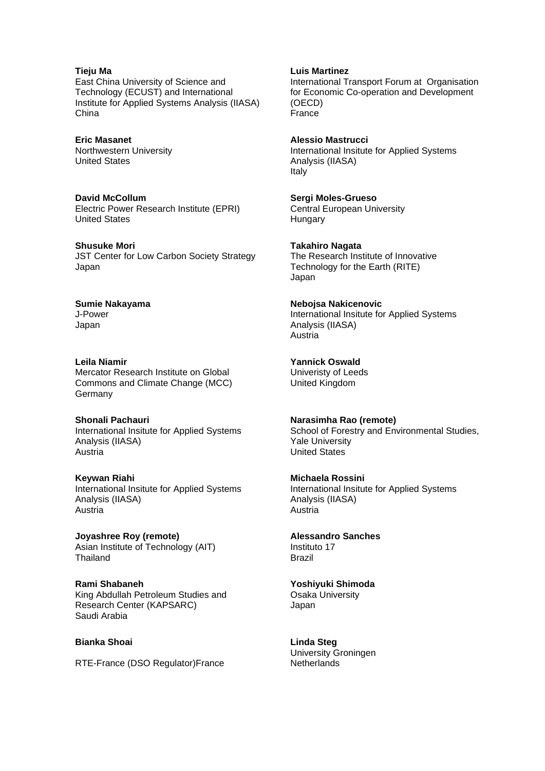**Tieju Ma**
East China University of Science and Technology (ECUST) and International Institute for Applied Systems Analysis (IIASA)
China

**Luis Martinez**
International Transport Forum at Organisation for Economic Co-operation and Development (OECD)
France

**Eric Masanet**
Northwestern University
United States

**Alessio Mastrucci**
International Insitute for Applied Systems Analysis (IIASA)
Italy

**David McCollum**
Electric Power Research Institute (EPRI)
United States

**Sergi Moles-Grueso**
Central European University
Hungary

**Shusuke Mori**
JST Center for Low Carbon Society Strategy
Japan

**Takahiro Nagata**
The Research Institute of Innovative Technology for the Earth (RITE)
Japan

**Sumie Nakayama**
J-Power
Japan

**Nebojsa Nakicenovic**
International Insitute for Applied Systems Analysis (IIASA)
Austria

**Leila Niamir**
Mercator Research Institute on Global Commons and Climate Change (MCC)
Germany

**Yannick Oswald**
Univeristy of Leeds
United Kingdom

**Shonali Pachauri**
International Insitute for Applied Systems Analysis (IIASA)
Austria

**Narasimha Rao (remote)**
School of Forestry and Environmental Studies, Yale University
United States

**Keywan Riahi**
International Insitute for Applied Systems Analysis (IIASA)
Austria

**Michaela Rossini**
International Insitute for Applied Systems Analysis (IIASA)
Austria

**Joyashree Roy (remote)**
Asian Institute of Technology (AIT)
Thailand

**Alessandro Sanches**
Instituto 17
Brazil

**Rami Shabaneh**
King Abdullah Petroleum Studies and Research Center (KAPSARC)
Saudi Arabia

**Yoshiyuki Shimoda**
Osaka University
Japan

**Bianka Shoai**

RTE-France (DSO Regulator)France

**Linda Steg**
University Groningen
Netherlands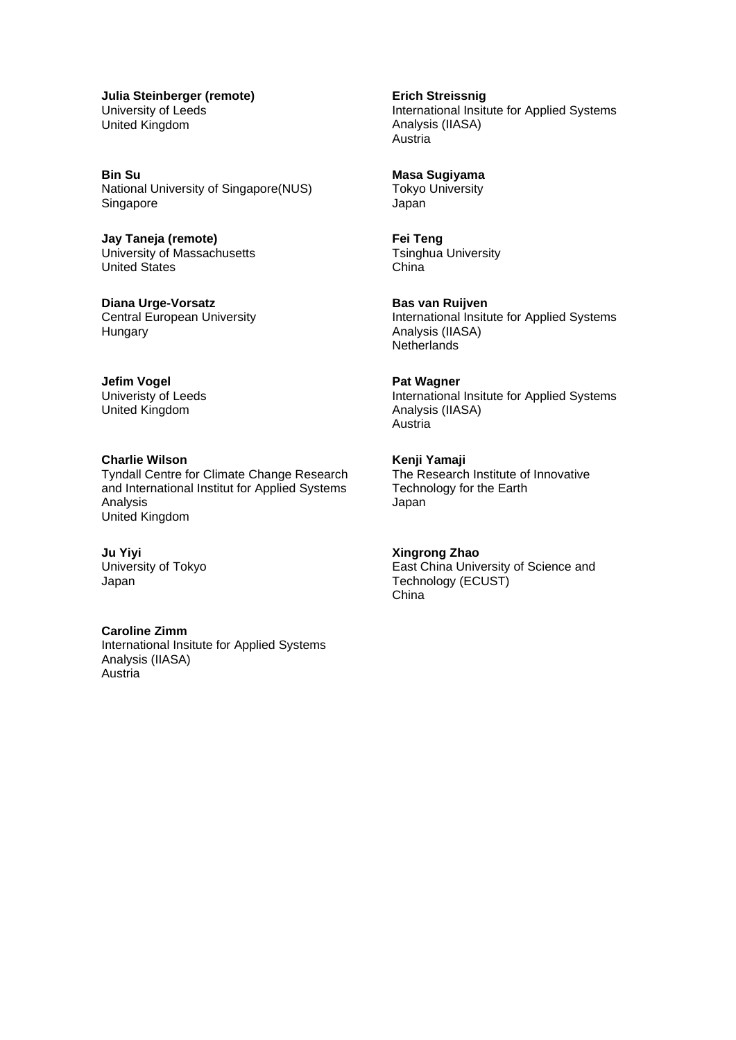**Julia Steinberger (remote)**
University of Leeds
United Kingdom

**Erich Streissnig**
International Insitute for Applied Systems Analysis (IIASA)
Austria

**Bin Su**
National University of Singapore(NUS)
Singapore

**Masa Sugiyama**
Tokyo University
Japan

**Jay Taneja (remote)**
University of Massachusetts
United States

**Fei Teng**
Tsinghua University
China

**Diana Urge-Vorsatz**
Central European University
Hungary

**Bas van Ruijven**
International Insitute for Applied Systems Analysis (IIASA)
Netherlands

**Jefim Vogel**
Univeristy of Leeds
United Kingdom

**Pat Wagner**
International Insitute for Applied Systems Analysis (IIASA)
Austria

**Charlie Wilson**
Tyndall Centre for Climate Change Research and International Institut for Applied Systems Analysis
United Kingdom

**Kenji Yamaji**
The Research Institute of Innovative Technology for the Earth
Japan

**Ju Yiyi**
University of Tokyo
Japan

**Xingrong Zhao**
East China University of Science and Technology (ECUST)
China

**Caroline Zimm**
International Insitute for Applied Systems Analysis (IIASA)
Austria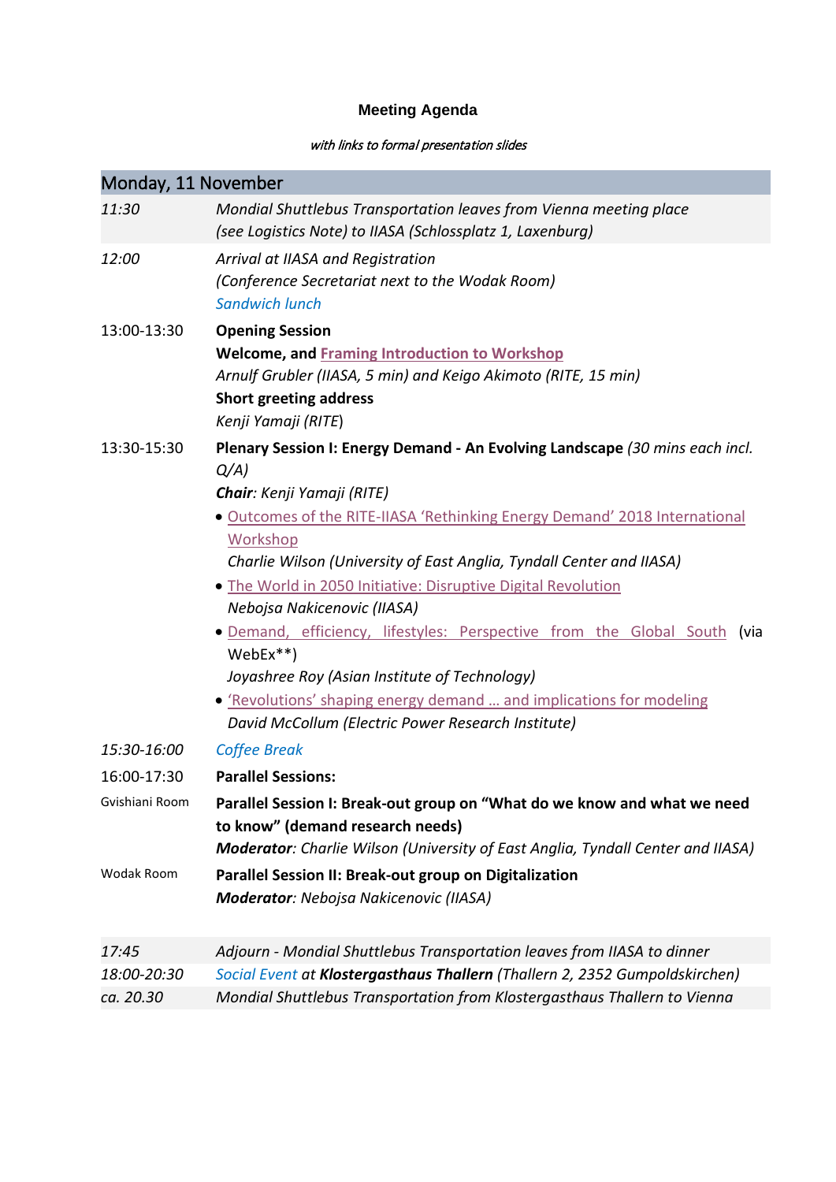# Meeting Agenda

*with links to formal presentation slides*

| Monday, 11 November | |
|---|---|
| *11:30* | *Mondial Shuttlebus Transportation leaves from Vienna meeting place (see Logistics Note) to IIASA (Schlossplatz 1, Laxenburg)* |
| *12:00* | *Arrival at IIASA and Registration*<br>*(Conference Secretariat next to the Wodak Room)*<br>*Sandwich lunch* |
| 13:00-13:30 | **Opening Session**<br>**Welcome, and Framing Introduction to Workshop**<br>*Arnulf Grubler (IIASA, 5 min) and Keigo Akimoto (RITE, 15 min)*<br>**Short greeting address**<br>*Kenji Yamaji (RITE)* |
| 13:30-15:30 | **Plenary Session I: Energy Demand - An Evolving Landscape** *(30 mins each incl. Q/A)*<br>***Chair**: Kenji Yamaji (RITE)*<br>• Outcomes of the RITE-IIASA 'Rethinking Energy Demand' 2018 International Workshop<br>*Charlie Wilson (University of East Anglia, Tyndall Center and IIASA)*<br>• The World in 2050 Initiative: Disruptive Digital Revolution<br>*Nebojsa Nakicenovic (IIASA)*<br>• Demand, efficiency, lifestyles: Perspective from the Global South (via WebEx**)<br>*Joyashree Roy (Asian Institute of Technology)*<br>• 'Revolutions' shaping energy demand … and implications for modeling<br>*David McCollum (Electric Power Research Institute)* |
| *15:30-16:00* | *Coffee Break* |
| 16:00-17:30 | **Parallel Sessions:** |
| Gvishiani Room | **Parallel Session I: Break-out group on "What do we know and what we need to know" (demand research needs)**<br>***Moderator**: Charlie Wilson (University of East Anglia, Tyndall Center and IIASA)* |
| Wodak Room | **Parallel Session II: Break-out group on Digitalization**<br>***Moderator**: Nebojsa Nakicenovic (IIASA)* |
| *17:45* | *Adjourn - Mondial Shuttlebus Transportation leaves from IIASA to dinner* |
| *18:00-20:30* | *Social Event at **Klostergasthaus Thallern** (Thallern 2, 2352 Gumpoldskirchen)* |
| *ca. 20.30* | *Mondial Shuttlebus Transportation from Klostergasthaus Thallern to Vienna* |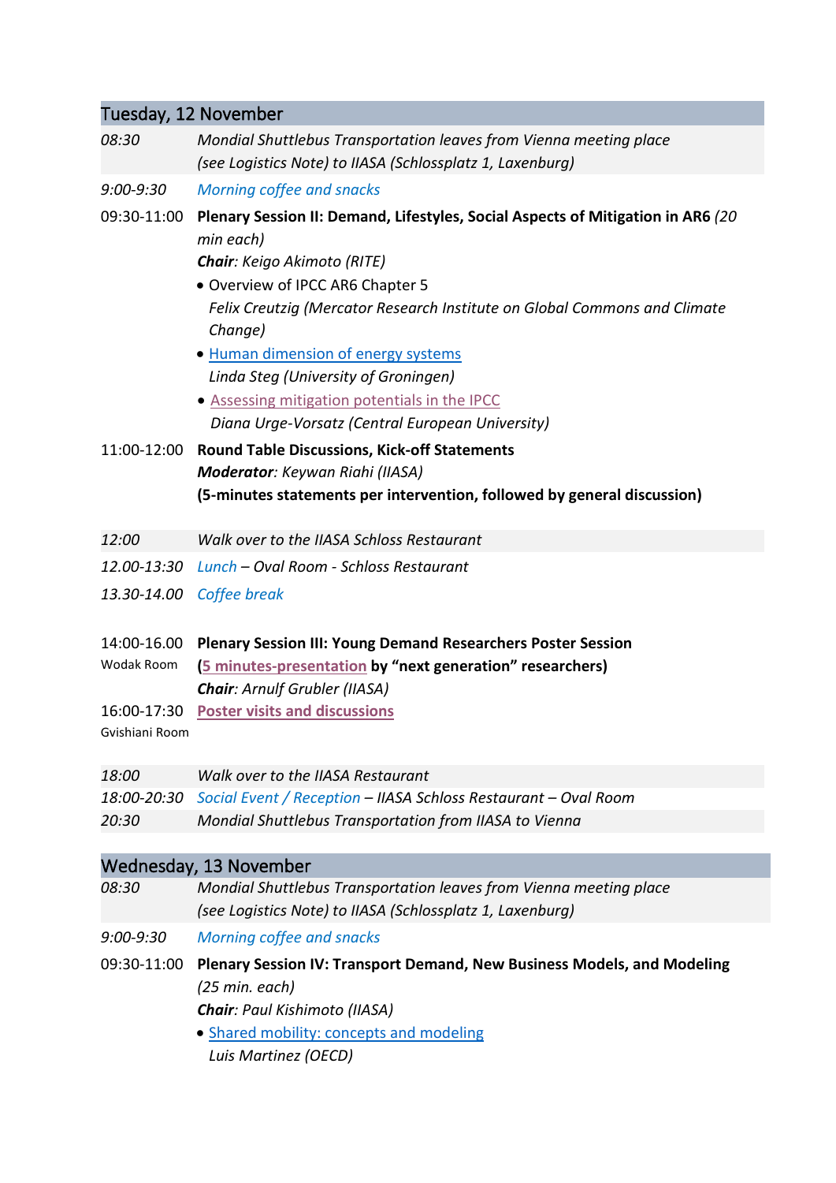## Tuesday, 12 November

*08:30* *Mondial Shuttlebus Transportation leaves from Vienna meeting place (see Logistics Note) to IIASA (Schlossplatz 1, Laxenburg)*

*9:00-9:30* *Morning coffee and snacks*

09:30-11:00 **Plenary Session II: Demand, Lifestyles, Social Aspects of Mitigation in AR6** *(20 min each)*

***Chair**: Keigo Akimoto (RITE)*

- Overview of IPCC AR6 Chapter 5
  *Felix Creutzig (Mercator Research Institute on Global Commons and Climate Change)*
- Human dimension of energy systems
  *Linda Steg (University of Groningen)*
- Assessing mitigation potentials in the IPCC
  *Diana Urge-Vorsatz (Central European University)*

11:00-12:00 **Round Table Discussions, Kick-off Statements**

***Moderator**: Keywan Riahi (IIASA)*

**(5-minutes statements per intervention, followed by general discussion)**

*12:00* *Walk over to the IIASA Schloss Restaurant*

*12.00-13:30* *Lunch – Oval Room - Schloss Restaurant*

*13.30-14.00* *Coffee break*

14:00-16.00 (Wodak Room) **Plenary Session III: Young Demand Researchers Poster Session**

**(5 minutes-presentation by "next generation" researchers)**

***Chair**: Arnulf Grubler (IIASA)*

16:00-17:30 (Gvishiani Room) **Poster visits and discussions**

*18:00* *Walk over to the IIASA Restaurant*

*18:00-20:30* *Social Event / Reception – IIASA Schloss Restaurant – Oval Room*

*20:30* *Mondial Shuttlebus Transportation from IIASA to Vienna*

## Wednesday, 13 November

*08:30* *Mondial Shuttlebus Transportation leaves from Vienna meeting place (see Logistics Note) to IIASA (Schlossplatz 1, Laxenburg)*

*9:00-9:30* *Morning coffee and snacks*

09:30-11:00 **Plenary Session IV: Transport Demand, New Business Models, and Modeling** *(25 min. each)*

***Chair**: Paul Kishimoto (IIASA)*

- Shared mobility: concepts and modeling
  *Luis Martinez (OECD)*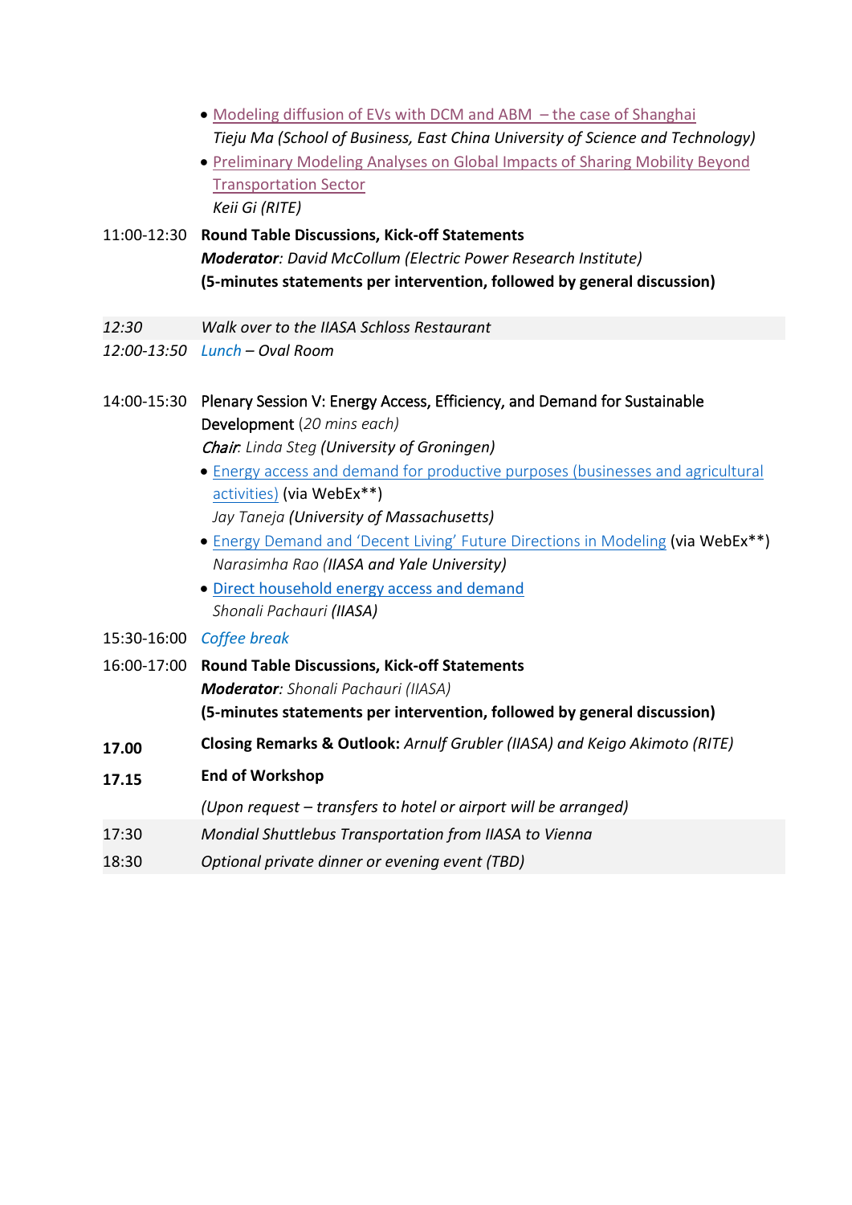- Modeling diffusion of EVs with DCM and ABM – the case of Shanghai
  *Tieju Ma (School of Business, East China University of Science and Technology)*
- Preliminary Modeling Analyses on Global Impacts of Sharing Mobility Beyond Transportation Sector
  *Keii Gi (RITE)*

11:00-12:30 **Round Table Discussions, Kick-off Statements**
***Moderator****: David McCollum (Electric Power Research Institute)*
**(5-minutes statements per intervention, followed by general discussion)**

*12:30* *Walk over to the IIASA Schloss Restaurant*

*12:00-13:50* *Lunch – Oval Room*

14:00-15:30 Plenary Session V: Energy Access, Efficiency, and Demand for Sustainable Development *(20 mins each)*
***Chair****: Linda Steg* ***(University of Groningen)***

- Energy access and demand for productive purposes (businesses and agricultural activities) (via WebEx**)
  *Jay Taneja* ***(University of Massachusetts)***
- Energy Demand and 'Decent Living' Future Directions in Modeling (via WebEx**)
  *Narasimha Rao* ***(IIASA and Yale University)***
- Direct household energy access and demand
  *Shonali Pachauri* ***(IIASA)***

15:30-16:00 *Coffee break*

16:00-17:00 **Round Table Discussions, Kick-off Statements**
***Moderator****: Shonali Pachauri (IIASA)*
**(5-minutes statements per intervention, followed by general discussion)**

**17.00** **Closing Remarks & Outlook:** *Arnulf Grubler (IIASA) and Keigo Akimoto (RITE)*

**17.15** **End of Workshop**

*(Upon request – transfers to hotel or airport will be arranged)*

17:30 *Mondial Shuttlebus Transportation from IIASA to Vienna*

18:30 *Optional private dinner or evening event (TBD)*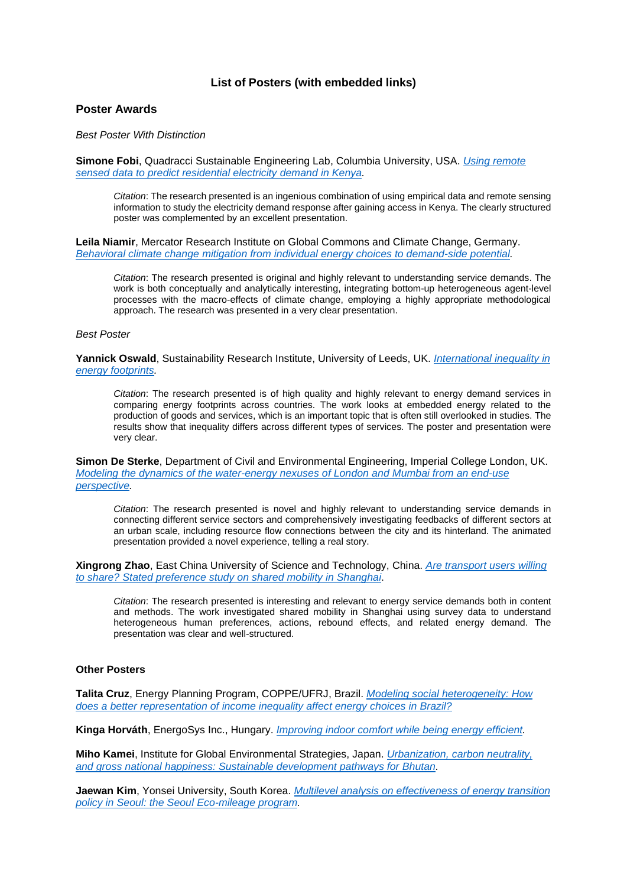### List of Posters (with embedded links)

## Poster Awards

*Best Poster With Distinction*

**Simone Fobi**, Quadracci Sustainable Engineering Lab, Columbia University, USA. *Using remote sensed data to predict residential electricity demand in Kenya.*

> *Citation*: The research presented is an ingenious combination of using empirical data and remote sensing information to study the electricity demand response after gaining access in Kenya. The clearly structured poster was complemented by an excellent presentation.

**Leila Niamir**, Mercator Research Institute on Global Commons and Climate Change, Germany. *Behavioral climate change mitigation from individual energy choices to demand-side potential.*

> *Citation*: The research presented is original and highly relevant to understanding service demands. The work is both conceptually and analytically interesting, integrating bottom-up heterogeneous agent-level processes with the macro-effects of climate change, employing a highly appropriate methodological approach. The research was presented in a very clear presentation.

*Best Poster*

**Yannick Oswald**, Sustainability Research Institute, University of Leeds, UK. *International inequality in energy footprints.*

> *Citation*: The research presented is of high quality and highly relevant to energy demand services in comparing energy footprints across countries. The work looks at embedded energy related to the production of goods and services, which is an important topic that is often still overlooked in studies. The results show that inequality differs across different types of services. The poster and presentation were very clear.

**Simon De Sterke**, Department of Civil and Environmental Engineering, Imperial College London, UK. *Modeling the dynamics of the water-energy nexuses of London and Mumbai from an end-use perspective.*

> *Citation*: The research presented is novel and highly relevant to understanding service demands in connecting different service sectors and comprehensively investigating feedbacks of different sectors at an urban scale, including resource flow connections between the city and its hinterland. The animated presentation provided a novel experience, telling a real story.

**Xingrong Zhao**, East China University of Science and Technology, China. *Are transport users willing to share? Stated preference study on shared mobility in Shanghai*.

> *Citation*: The research presented is interesting and relevant to energy service demands both in content and methods. The work investigated shared mobility in Shanghai using survey data to understand heterogeneous human preferences, actions, rebound effects, and related energy demand. The presentation was clear and well-structured.

#### Other Posters

**Talita Cruz**, Energy Planning Program, COPPE/UFRJ, Brazil. *Modeling social heterogeneity: How does a better representation of income inequality affect energy choices in Brazil?*

**Kinga Horváth**, EnergoSys Inc., Hungary. *Improving indoor comfort while being energy efficient.*

**Miho Kamei**, Institute for Global Environmental Strategies, Japan. *Urbanization, carbon neutrality, and gross national happiness: Sustainable development pathways for Bhutan*.

**Jaewan Kim**, Yonsei University, South Korea. *Multilevel analysis on effectiveness of energy transition policy in Seoul: the Seoul Eco-mileage program.*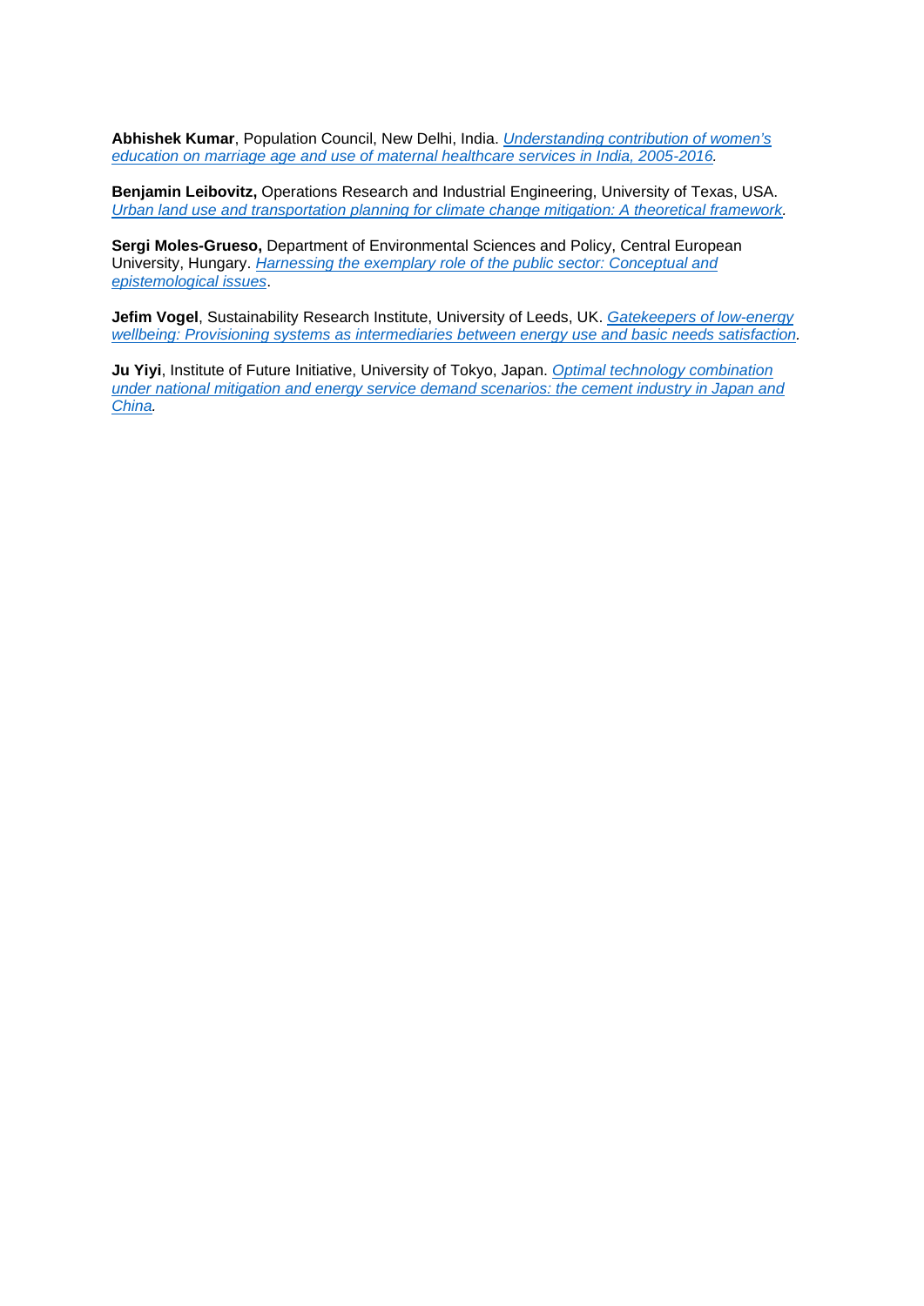**Abhishek Kumar**, Population Council, New Delhi, India. *Understanding contribution of women's education on marriage age and use of maternal healthcare services in India, 2005-2016.*

**Benjamin Leibovitz,** Operations Research and Industrial Engineering, University of Texas, USA. *Urban land use and transportation planning for climate change mitigation: A theoretical framework.*

**Sergi Moles-Grueso,** Department of Environmental Sciences and Policy, Central European University, Hungary. *Harnessing the exemplary role of the public sector: Conceptual and epistemological issues*.

**Jefim Vogel**, Sustainability Research Institute, University of Leeds, UK. *Gatekeepers of low-energy wellbeing: Provisioning systems as intermediaries between energy use and basic needs satisfaction*.

**Ju Yiyi**, Institute of Future Initiative, University of Tokyo, Japan. *Optimal technology combination under national mitigation and energy service demand scenarios: the cement industry in Japan and China.*